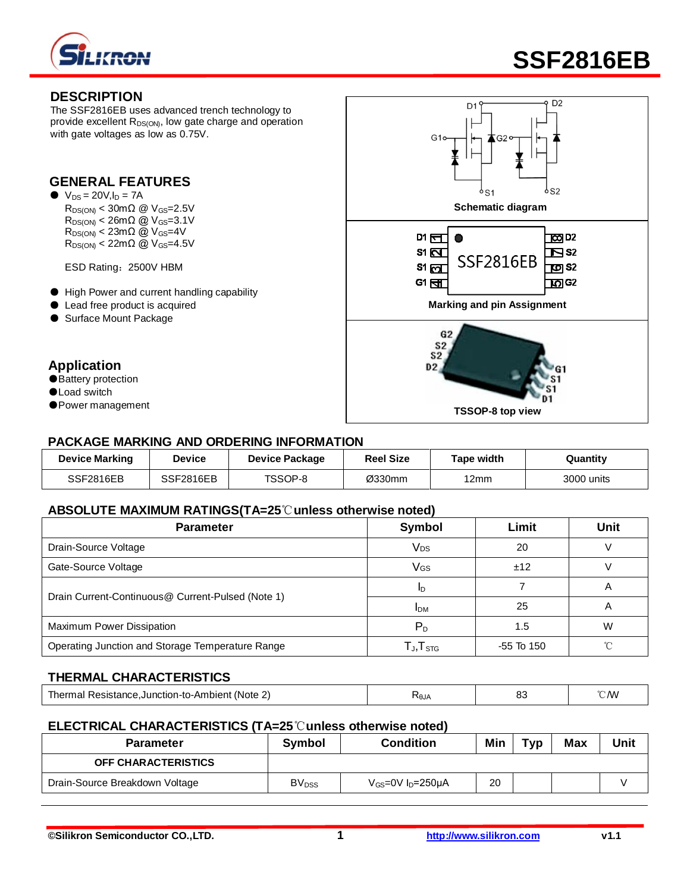# SSF2816EB

## DESCRIPTION

The SSF2816EB uses advanced trench technology to provide excellent $R_{DS(ON)}$, low gate charge and operation with gate voltages as low as 0.75V.

## GENERAL FEATURES

- $V_{DS}$ = 20V, $I_D$ = 7A
  $R_{DS(ON)}$ < 30mΩ @ $V_{GS}$=2.5V
  $R_{DS(ON)}$ < 26mΩ @ $V_{GS}$=3.1V
  $R_{DS(ON)}$ < 23mΩ @ $V_{GS}$=4V
  $R_{DS(ON)}$ < 22mΩ @ $V_{GS}$=4.5V

  ESD Rating：2500V HBM

- High Power and current handling capability
- Lead free product is acquired
- Surface Mount Package

## Application

- Battery protection
- Load switch
- Power management

Schematic diagram

Marking and pin Assignment

TSSOP-8 top view

## PACKAGE MARKING AND ORDERING INFORMATION

| Device Marking | Device | Device Package | Reel Size | Tape width | Quantity |
|---|---|---|---|---|---|
| SSF2816EB | SSF2816EB | TSSOP-8 | Ø330mm | 12mm | 3000 units |

## ABSOLUTE MAXIMUM RATINGS(TA=25℃unless otherwise noted)

| Parameter | Symbol | Limit | Unit |
|---|---|---|---|
| Drain-Source Voltage | $V_{DS}$ | 20 | V |
| Gate-Source Voltage | $V_{GS}$ | ±12 | V |
| Drain Current-Continuous@ Current-Pulsed (Note 1) | $I_D$ | 7 | A |
| | $I_{DM}$ | 25 | A |
| Maximum Power Dissipation | $P_D$ | 1.5 | W |
| Operating Junction and Storage Temperature Range | $T_J$,$T_{STG}$ | -55 To 150 | ℃ |

## THERMAL CHARACTERISTICS

| Parameter | Symbol | Limit | Unit |
|---|---|---|---|
| Thermal Resistance,Junction-to-Ambient (Note 2) | $R_{\theta JA}$ | 83 | ℃/W |

## ELECTRICAL CHARACTERISTICS (TA=25℃unless otherwise noted)

| Parameter | Symbol | Condition | Min | Typ | Max | Unit |
|---|---|---|---|---|---|---|
| **OFF CHARACTERISTICS** | | | | | | |
| Drain-Source Breakdown Voltage | $BV_{DSS}$ | $V_{GS}$=0V $I_D$=250μA | 20 | | | V |

©Silikron Semiconductor CO.,LTD. http://www.silikron.com v1.1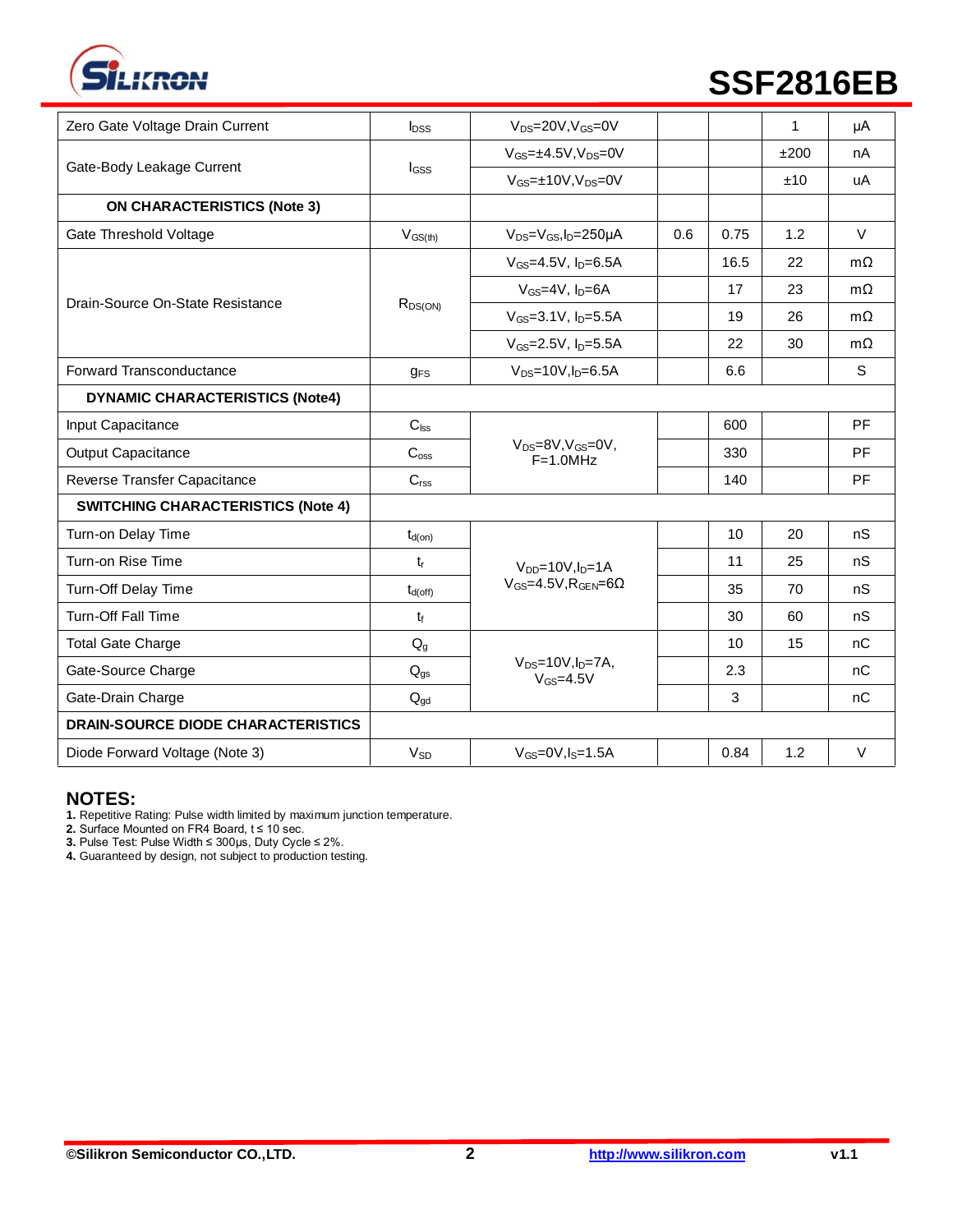| Parameter | Symbol | Condition | Min | Typ | Max | Unit |
|---|---|---|---|---|---|---|
| Zero Gate Voltage Drain Current | $I_{DSS}$ | $V_{DS}$=20V,$V_{GS}$=0V | | | 1 | μA |
| Gate-Body Leakage Current | $I_{GSS}$ | $V_{GS}$=±4.5V,$V_{DS}$=0V | | | ±200 | nA |
| | | $V_{GS}$=±10V,$V_{DS}$=0V | | | ±10 | uA |
| **ON CHARACTERISTICS (Note 3)** | | | | | | |
| Gate Threshold Voltage | $V_{GS(th)}$ | $V_{DS}$=$V_{GS}$,$I_D$=250μA | 0.6 | 0.75 | 1.2 | V |
| Drain-Source On-State Resistance | $R_{DS(ON)}$ | $V_{GS}$=4.5V, $I_D$=6.5A | | 16.5 | 22 | mΩ |
| | | $V_{GS}$=4V, $I_D$=6A | | 17 | 23 | mΩ |
| | | $V_{GS}$=3.1V, $I_D$=5.5A | | 19 | 26 | mΩ |
| | | $V_{GS}$=2.5V, $I_D$=5.5A | | 22 | 30 | mΩ |
| Forward Transconductance | $g_{FS}$ | $V_{DS}$=10V,$I_D$=6.5A | | 6.6 | | S |
| **DYNAMIC CHARACTERISTICS (Note4)** | | | | | | |
| Input Capacitance | $C_{lss}$ | $V_{DS}$=8V,$V_{GS}$=0V, F=1.0MHz | | 600 | | PF |
| Output Capacitance | $C_{oss}$ | | | 330 | | PF |
| Reverse Transfer Capacitance | $C_{rss}$ | | | 140 | | PF |
| **SWITCHING CHARACTERISTICS (Note 4)** | | | | | | |
| Turn-on Delay Time | $t_{d(on)}$ | $V_{DD}$=10V,$I_D$=1A $V_{GS}$=4.5V,$R_{GEN}$=6Ω | | 10 | 20 | nS |
| Turn-on Rise Time | $t_r$ | | | 11 | 25 | nS |
| Turn-Off Delay Time | $t_{d(off)}$ | | | 35 | 70 | nS |
| Turn-Off Fall Time | $t_f$ | | | 30 | 60 | nS |
| Total Gate Charge | $Q_g$ | $V_{DS}$=10V,$I_D$=7A, $V_{GS}$=4.5V | | 10 | 15 | nC |
| Gate-Source Charge | $Q_{gs}$ | | | 2.3 | | nC |
| Gate-Drain Charge | $Q_{gd}$ | | | 3 | | nC |
| **DRAIN-SOURCE DIODE CHARACTERISTICS** | | | | | | |
| Diode Forward Voltage (Note 3) | $V_{SD}$ | $V_{GS}$=0V,$I_S$=1.5A | | 0.84 | 1.2 | V |

## NOTES:

**1.** Repetitive Rating: Pulse width limited by maximum junction temperature.
**2.** Surface Mounted on FR4 Board, t ≤ 10 sec.
**3.** Pulse Test: Pulse Width ≤ 300μs, Duty Cycle ≤ 2%.
**4.** Guaranteed by design, not subject to production testing.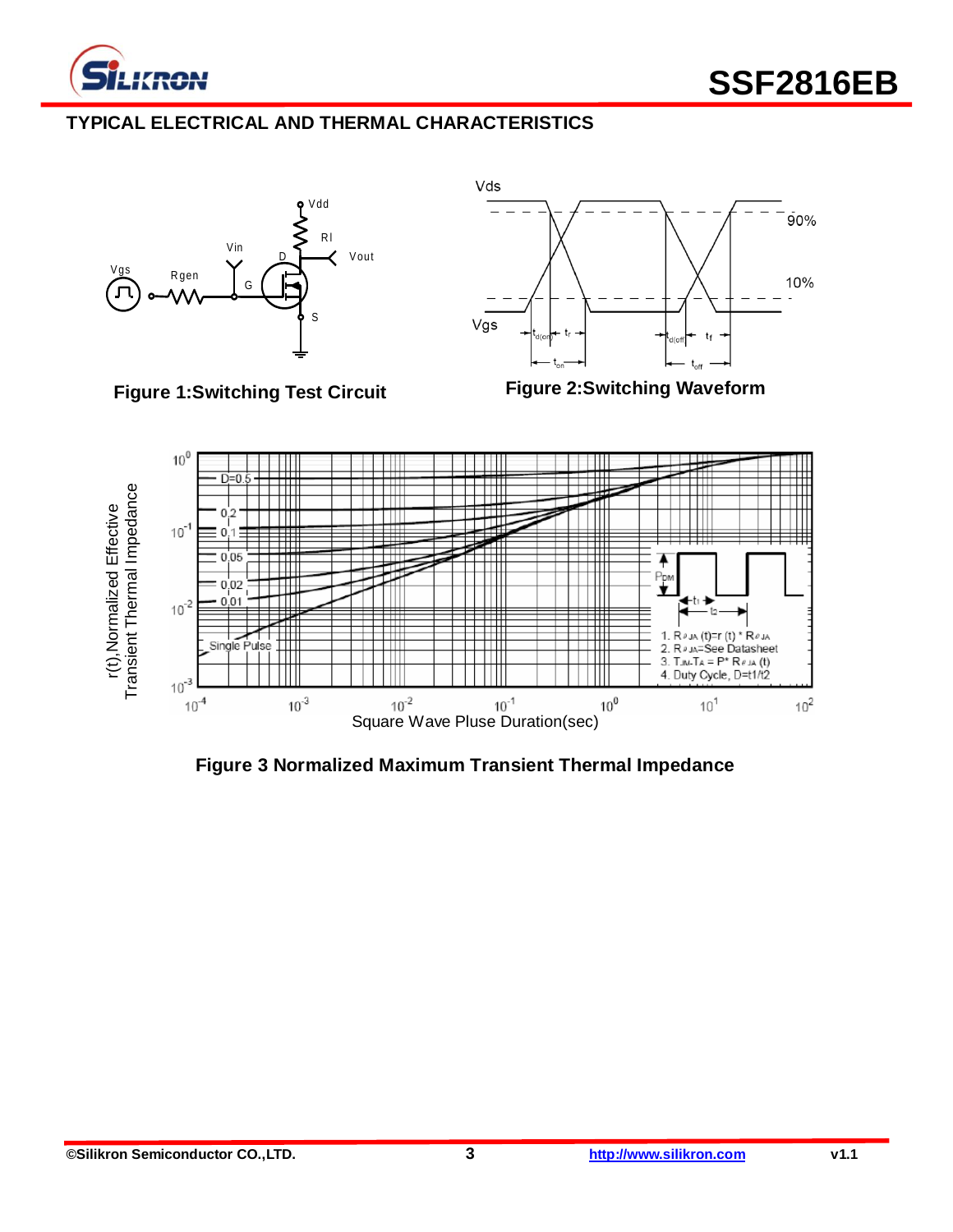## TYPICAL ELECTRICAL AND THERMAL CHARACTERISTICS

**Figure 1:Switching Test Circuit**

**Figure 2:Switching Waveform**

**Figure 3 Normalized Maximum Transient Thermal Impedance**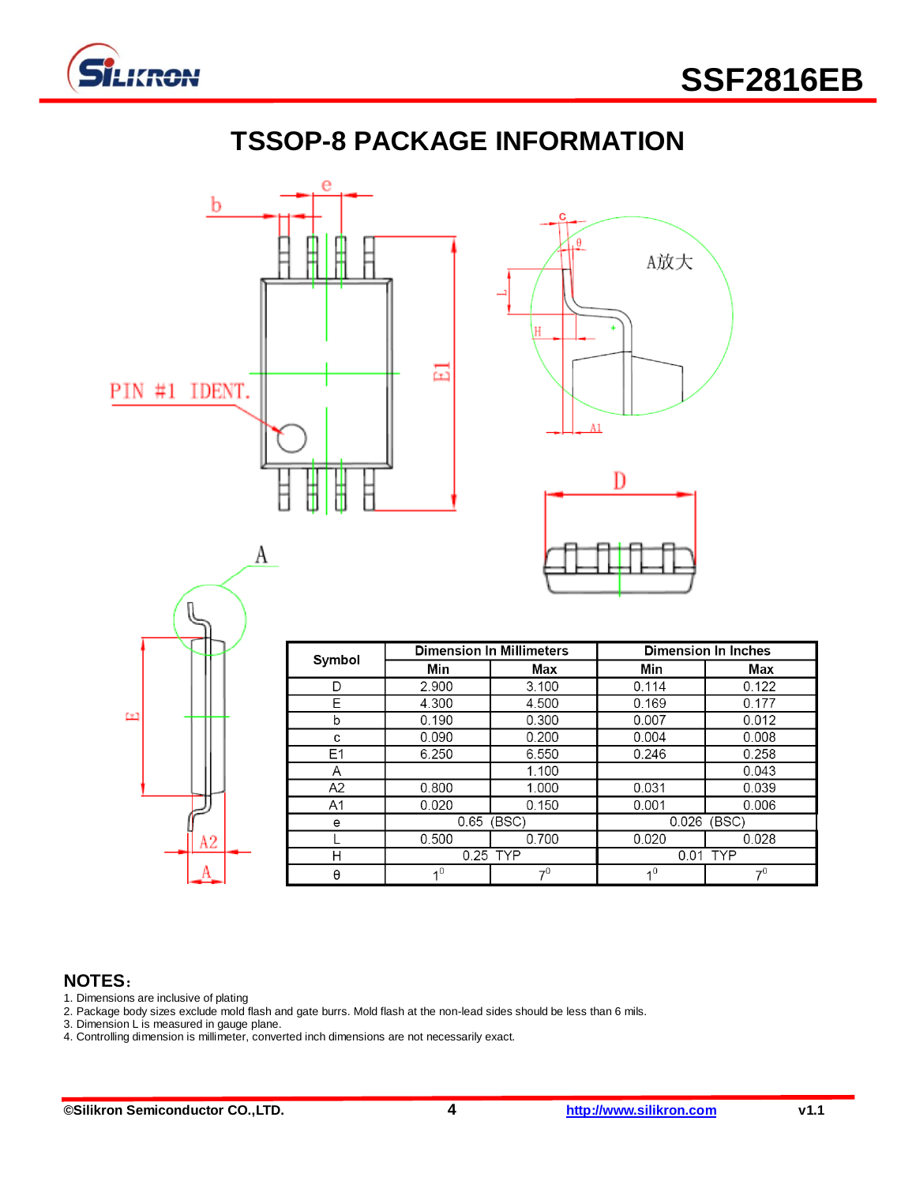## TSSOP-8 PACKAGE INFORMATION

| Symbol | Dimension In Millimeters | | Dimension In Inches | |
|---|---|---|---|---|
| | Min | Max | Min | Max |
| D | 2.900 | 3.100 | 0.114 | 0.122 |
| E | 4.300 | 4.500 | 0.169 | 0.177 |
| b | 0.190 | 0.300 | 0.007 | 0.012 |
| c | 0.090 | 0.200 | 0.004 | 0.008 |
| E1 | 6.250 | 6.550 | 0.246 | 0.258 |
| A | | 1.100 | | 0.043 |
| A2 | 0.800 | 1.000 | 0.031 | 0.039 |
| A1 | 0.020 | 0.150 | 0.001 | 0.006 |
| e | 0.65 (BSC) | | 0.026 (BSC) | |
| L | 0.500 | 0.700 | 0.020 | 0.028 |
| H | 0.25 TYP | | 0.01 TYP | |
| θ | $1^0$ | $7^0$ | $1^0$ | $7^0$ |

**NOTES**:

1. Dimensions are inclusive of plating
2. Package body sizes exclude mold flash and gate burrs. Mold flash at the non-lead sides should be less than 6 mils.
3. Dimension L is measured in gauge plane.
4. Controlling dimension is millimeter, converted inch dimensions are not necessarily exact.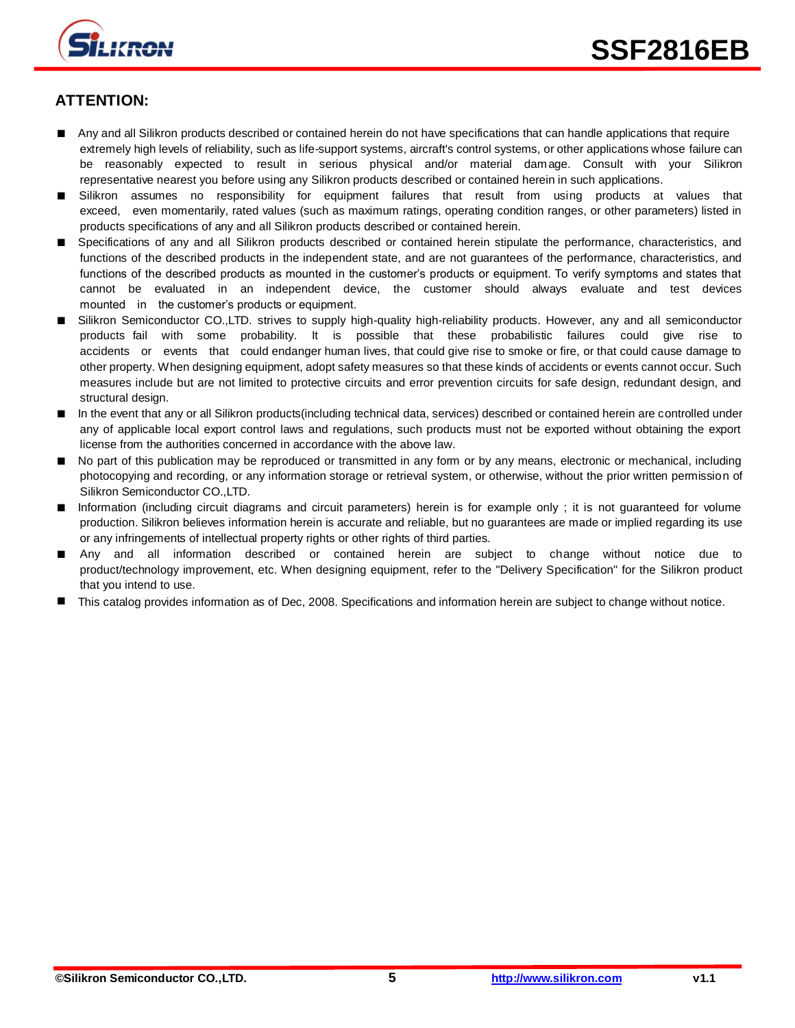## ATTENTION:

- Any and all Silikron products described or contained herein do not have specifications that can handle applications that require extremely high levels of reliability, such as life-support systems, aircraft's control systems, or other applications whose failure can be reasonably expected to result in serious physical and/or material damage. Consult with your Silikron representative nearest you before using any Silikron products described or contained herein in such applications.
- Silikron assumes no responsibility for equipment failures that result from using products at values that exceed, even momentarily, rated values (such as maximum ratings, operating condition ranges, or other parameters) listed in products specifications of any and all Silikron products described or contained herein.
- Specifications of any and all Silikron products described or contained herein stipulate the performance, characteristics, and functions of the described products in the independent state, and are not guarantees of the performance, characteristics, and functions of the described products as mounted in the customer's products or equipment. To verify symptoms and states that cannot be evaluated in an independent device, the customer should always evaluate and test devices mounted in the customer's products or equipment.
- Silikron Semiconductor CO.,LTD. strives to supply high-quality high-reliability products. However, any and all semiconductor products fail with some probability. It is possible that these probabilistic failures could give rise to accidents or events that could endanger human lives, that could give rise to smoke or fire, or that could cause damage to other property. When designing equipment, adopt safety measures so that these kinds of accidents or events cannot occur. Such measures include but are not limited to protective circuits and error prevention circuits for safe design, redundant design, and structural design.
- In the event that any or all Silikron products(including technical data, services) described or contained herein are controlled under any of applicable local export control laws and regulations, such products must not be exported without obtaining the export license from the authorities concerned in accordance with the above law.
- No part of this publication may be reproduced or transmitted in any form or by any means, electronic or mechanical, including photocopying and recording, or any information storage or retrieval system, or otherwise, without the prior written permission of Silikron Semiconductor CO.,LTD.
- Information (including circuit diagrams and circuit parameters) herein is for example only ; it is not guaranteed for volume production. Silikron believes information herein is accurate and reliable, but no guarantees are made or implied regarding its use or any infringements of intellectual property rights or other rights of third parties.
- Any and all information described or contained herein are subject to change without notice due to product/technology improvement, etc. When designing equipment, refer to the "Delivery Specification" for the Silikron product that you intend to use.
- This catalog provides information as of Dec, 2008. Specifications and information herein are subject to change without notice.